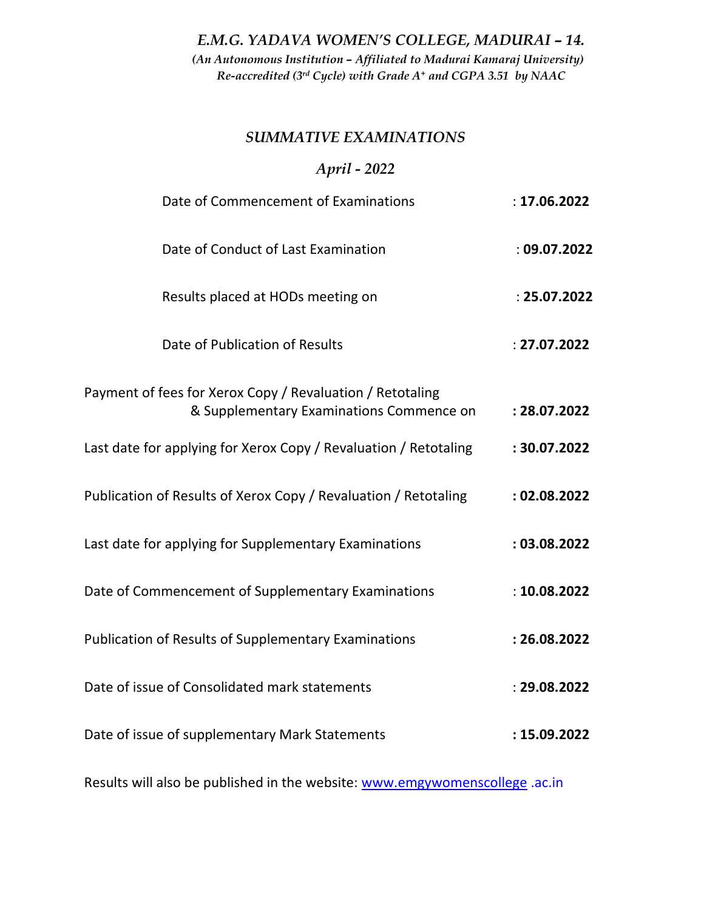# *E.M.G. YADAVA WOMEN'S COLLEGE, MADURAI – 14.*

*(An Autonomous Institution – Affiliated to Madurai Kamaraj University)*

*Re-accredited (3rd Cycle) with Grade A+ and CGPA 3.51 by NAAC*

## *SUMMATIVE EXAMINATIONS*

## *April - 2022*

| | |
|---|---|
| Date of Commencement of Examinations | : **17.06.2022** |
| Date of Conduct of Last Examination | : **09.07.2022** |
| Results placed at HODs meeting on | : **25.07.2022** |
| Date of Publication of Results | : **27.07.2022** |
| Payment of fees for Xerox Copy / Revaluation / Retotaling & Supplementary Examinations Commence on | **: 28.07.2022** |
| Last date for applying for Xerox Copy / Revaluation / Retotaling | **: 30.07.2022** |
| Publication of Results of Xerox Copy / Revaluation / Retotaling | **: 02.08.2022** |
| Last date for applying for Supplementary Examinations | **: 03.08.2022** |
| Date of Commencement of Supplementary Examinations | : **10.08.2022** |
| Publication of Results of Supplementary Examinations | **: 26.08.2022** |
| Date of issue of Consolidated mark statements | : **29.08.2022** |
| Date of issue of supplementary Mark Statements | **: 15.09.2022** |

Results will also be published in the website: www.emgywomenscollege .ac.in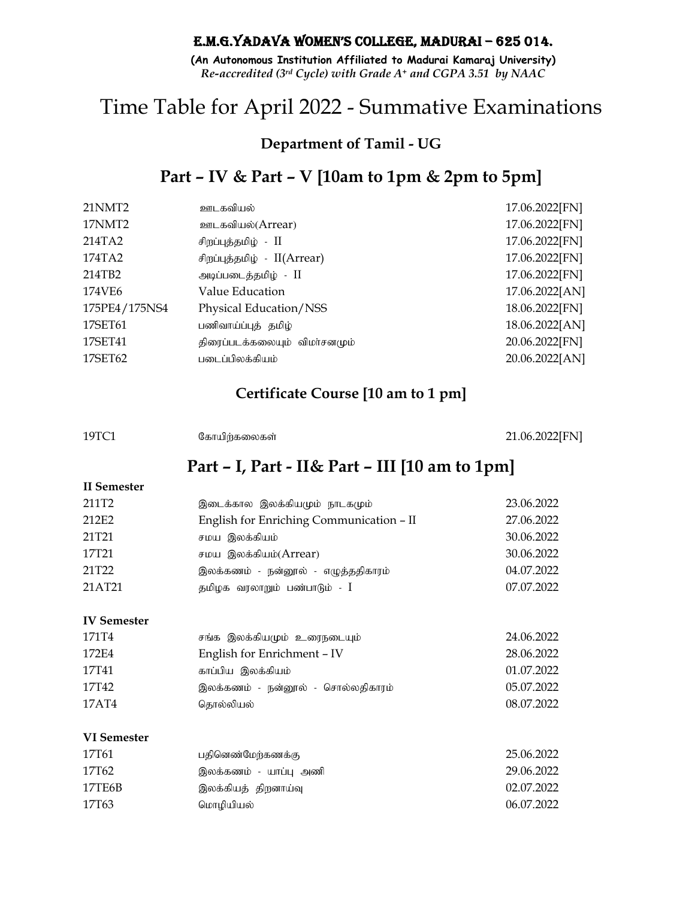**E.M.G.YADAVA WOMEN'S COLLEGE, MADURAI – 625 014.**

**(An Autonomous Institution Affiliated to Madurai Kamaraj University)**
*Re-accredited (3rd Cycle) with Grade A+ and CGPA 3.51 by NAAC*

# Time Table for April 2022 - Summative Examinations

## Department of Tamil - UG

## Part – IV & Part – V [10am to 1pm & 2pm to 5pm]

| | | |
|---|---|---|
| 21NMT2 | ஊடகவியல் | 17.06.2022[FN] |
| 17NMT2 | ஊடகவியல்(Arrear) | 17.06.2022[FN] |
| 214TA2 | சிறப்புத்தமிழ் - II | 17.06.2022[FN] |
| 174TA2 | சிறப்புத்தமிழ் - II(Arrear) | 17.06.2022[FN] |
| 214TB2 | அடிப்படைத்தமிழ் - II | 17.06.2022[FN] |
| 174VE6 | Value Education | 17.06.2022[AN] |
| 175PE4/175NS4 | Physical Education/NSS | 18.06.2022[FN] |
| 17SET61 | பணிவாய்ப்புத் தமிழ் | 18.06.2022[AN] |
| 17SET41 | திரைப்படக்கலையும் விமர்சனமும் | 20.06.2022[FN] |
| 17SET62 | படைப்பிலக்கியம் | 20.06.2022[AN] |

## Certificate Course [10 am to 1 pm]

| | | |
|---|---|---|
| 19TC1 | கோயிற்கலைகள் | 21.06.2022[FN] |

## Part – I, Part - II& Part – III [10 am to 1pm]

**II Semester**

| | | |
|---|---|---|
| 211T2 | இடைக்கால இலக்கியமும் நாடகமும் | 23.06.2022 |
| 212E2 | English for Enriching Communication – II | 27.06.2022 |
| 21T21 | சமய இலக்கியம் | 30.06.2022 |
| 17T21 | சமய இலக்கியம்(Arrear) | 30.06.2022 |
| 21T22 | இலக்கணம் - நன்னூல் - எழுத்ததிகாரம் | 04.07.2022 |
| 21AT21 | தமிழக வரலாறும் பண்பாடும் - I | 07.07.2022 |

**IV Semester**

| | | |
|---|---|---|
| 171T4 | சங்க இலக்கியமும் உரைநடையும் | 24.06.2022 |
| 172E4 | English for Enrichment – IV | 28.06.2022 |
| 17T41 | காப்பிய இலக்கியம் | 01.07.2022 |
| 17T42 | இலக்கணம் - நன்னூல் - சொல்லதிகாரம் | 05.07.2022 |
| 17AT4 | தொல்லியல் | 08.07.2022 |

**VI Semester**

| | | |
|---|---|---|
| 17T61 | பதினெண்மேற்கணக்கு | 25.06.2022 |
| 17T62 | இலக்கணம் - யாப்பு அணி | 29.06.2022 |
| 17TE6B | இலக்கியத் திறனாய்வு | 02.07.2022 |
| 17T63 | மொழியியல் | 06.07.2022 |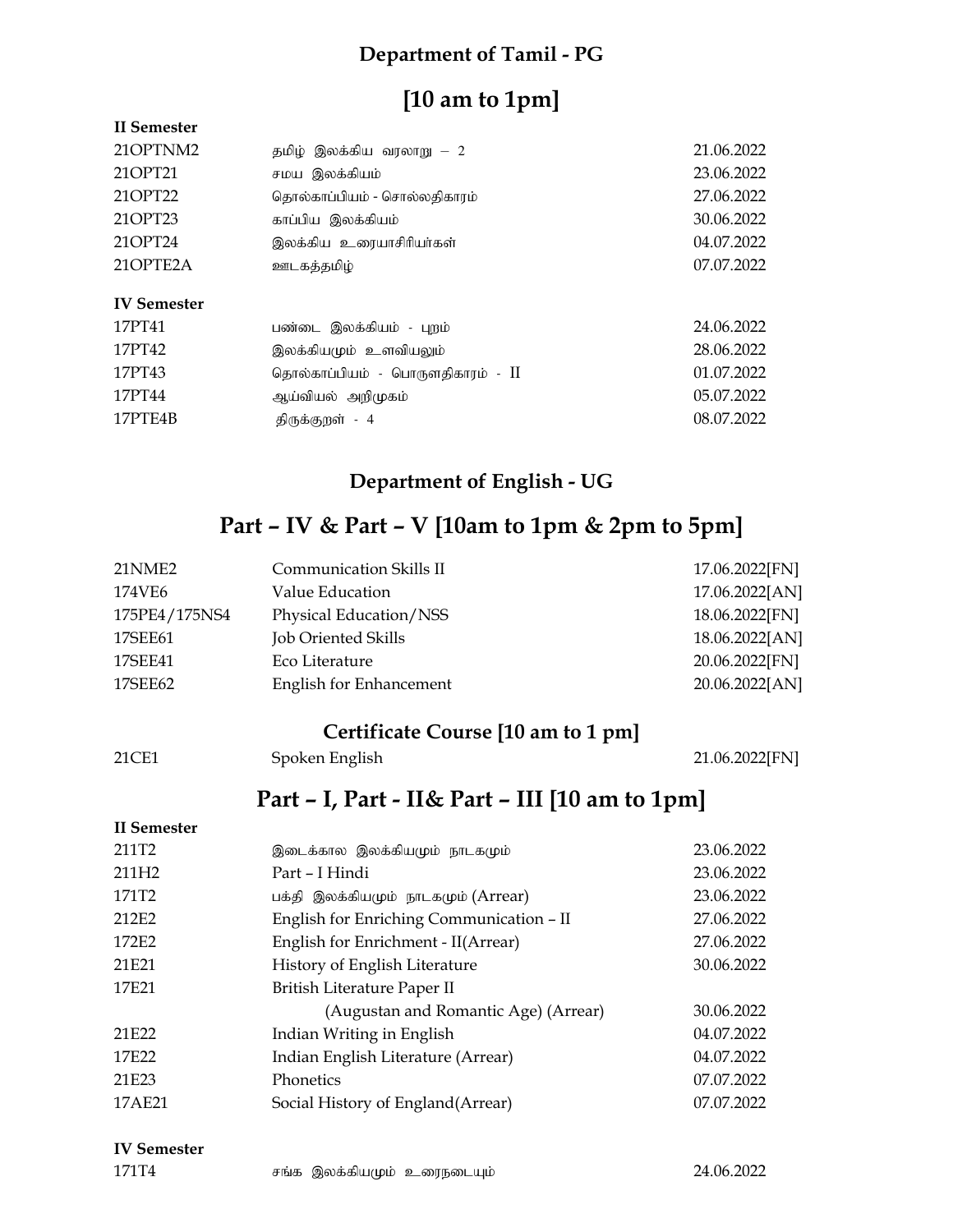## Department of Tamil - PG

## [10 am to 1pm]

**II Semester**

| | | |
|---|---|---|
| 21OPTNM2 | தமிழ் இலக்கிய வரலாறு – 2 | 21.06.2022 |
| 21OPT21 | சமய இலக்கியம் | 23.06.2022 |
| 21OPT22 | தொல்காப்பியம் - சொல்லதிகாரம் | 27.06.2022 |
| 21OPT23 | காப்பிய இலக்கியம் | 30.06.2022 |
| 21OPT24 | இலக்கிய உரையாசிரியர்கள் | 04.07.2022 |
| 21OPTE2A | ஊடகத்தமிழ் | 07.07.2022 |

**IV Semester**

| | | |
|---|---|---|
| 17PT41 | பண்டை இலக்கியம் - புறம் | 24.06.2022 |
| 17PT42 | இலக்கியமும் உளவியலும் | 28.06.2022 |
| 17PT43 | தொல்காப்பியம் - பொருளதிகாரம் - II | 01.07.2022 |
| 17PT44 | ஆய்வியல் அறிமுகம் | 05.07.2022 |
| 17PTE4B | திருக்குறள் - 4 | 08.07.2022 |

## Department of English - UG

## Part – IV & Part – V [10am to 1pm & 2pm to 5pm]

| | | |
|---|---|---|
| 21NME2 | Communication Skills II | 17.06.2022[FN] |
| 174VE6 | Value Education | 17.06.2022[AN] |
| 175PE4/175NS4 | Physical Education/NSS | 18.06.2022[FN] |
| 17SEE61 | Job Oriented Skills | 18.06.2022[AN] |
| 17SEE41 | Eco Literature | 20.06.2022[FN] |
| 17SEE62 | English for Enhancement | 20.06.2022[AN] |

### Certificate Course [10 am to 1 pm]

| | | |
|---|---|---|
| 21CE1 | Spoken English | 21.06.2022[FN] |

## Part – I, Part - II& Part – III [10 am to 1pm]

**II Semester**

| | | |
|---|---|---|
| 211T2 | இடைக்கால இலக்கியமும் நாடகமும் | 23.06.2022 |
| 211H2 | Part – I Hindi | 23.06.2022 |
| 171T2 | பக்தி இலக்கியமும் நாடகமும் (Arrear) | 23.06.2022 |
| 212E2 | English for Enriching Communication – II | 27.06.2022 |
| 172E2 | English for Enrichment - II(Arrear) | 27.06.2022 |
| 21E21 | History of English Literature | 30.06.2022 |
| 17E21 | British Literature Paper II (Augustan and Romantic Age) (Arrear) | 30.06.2022 |
| 21E22 | Indian Writing in English | 04.07.2022 |
| 17E22 | Indian English Literature (Arrear) | 04.07.2022 |
| 21E23 | Phonetics | 07.07.2022 |
| 17AE21 | Social History of England(Arrear) | 07.07.2022 |

**IV Semester**

| | | |
|---|---|---|
| 171T4 | சங்க இலக்கியமும் உரைநடையும் | 24.06.2022 |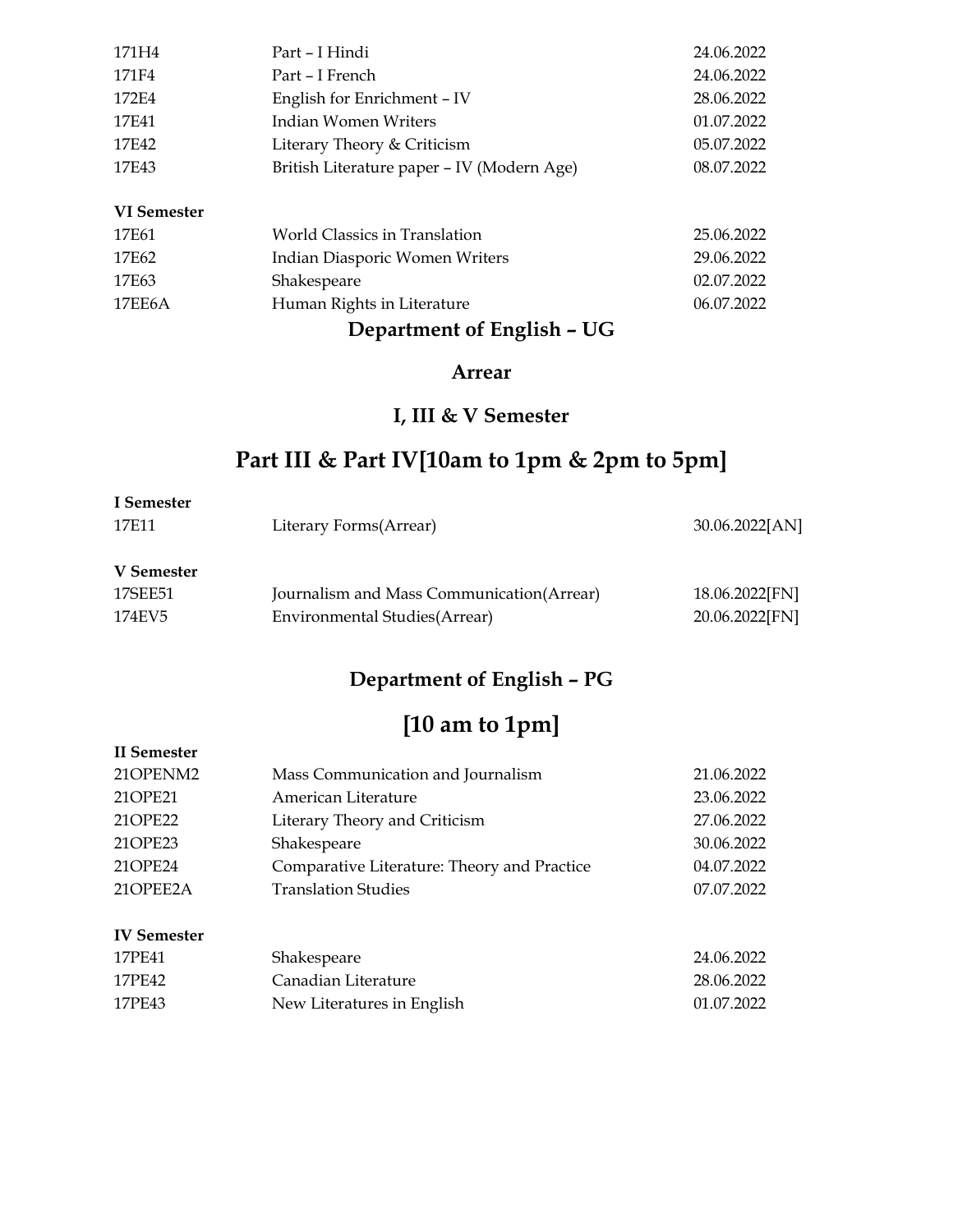| | | |
|---|---|---|
| 171H4 | Part – I Hindi | 24.06.2022 |
| 171F4 | Part – I French | 24.06.2022 |
| 172E4 | English for Enrichment – IV | 28.06.2022 |
| 17E41 | Indian Women Writers | 01.07.2022 |
| 17E42 | Literary Theory & Criticism | 05.07.2022 |
| 17E43 | British Literature paper – IV (Modern Age) | 08.07.2022 |

**VI Semester**

| | | |
|---|---|---|
| 17E61 | World Classics in Translation | 25.06.2022 |
| 17E62 | Indian Diasporic Women Writers | 29.06.2022 |
| 17E63 | Shakespeare | 02.07.2022 |
| 17EE6A | Human Rights in Literature | 06.07.2022 |

## Department of English – UG

### Arrear

### I, III & V Semester

## Part III & Part IV[10am to 1pm & 2pm to 5pm]

**I Semester**

| | | |
|---|---|---|
| 17E11 | Literary Forms(Arrear) | 30.06.2022[AN] |

**V Semester**

| | | |
|---|---|---|
| 17SEE51 | Journalism and Mass Communication(Arrear) | 18.06.2022[FN] |
| 174EV5 | Environmental Studies(Arrear) | 20.06.2022[FN] |

## Department of English – PG

## [10 am to 1pm]

**II Semester**

| | | |
|---|---|---|
| 21OPENM2 | Mass Communication and Journalism | 21.06.2022 |
| 21OPE21 | American Literature | 23.06.2022 |
| 21OPE22 | Literary Theory and Criticism | 27.06.2022 |
| 21OPE23 | Shakespeare | 30.06.2022 |
| 21OPE24 | Comparative Literature: Theory and Practice | 04.07.2022 |
| 21OPEE2A | Translation Studies | 07.07.2022 |

**IV Semester**

| | | |
|---|---|---|
| 17PE41 | Shakespeare | 24.06.2022 |
| 17PE42 | Canadian Literature | 28.06.2022 |
| 17PE43 | New Literatures in English | 01.07.2022 |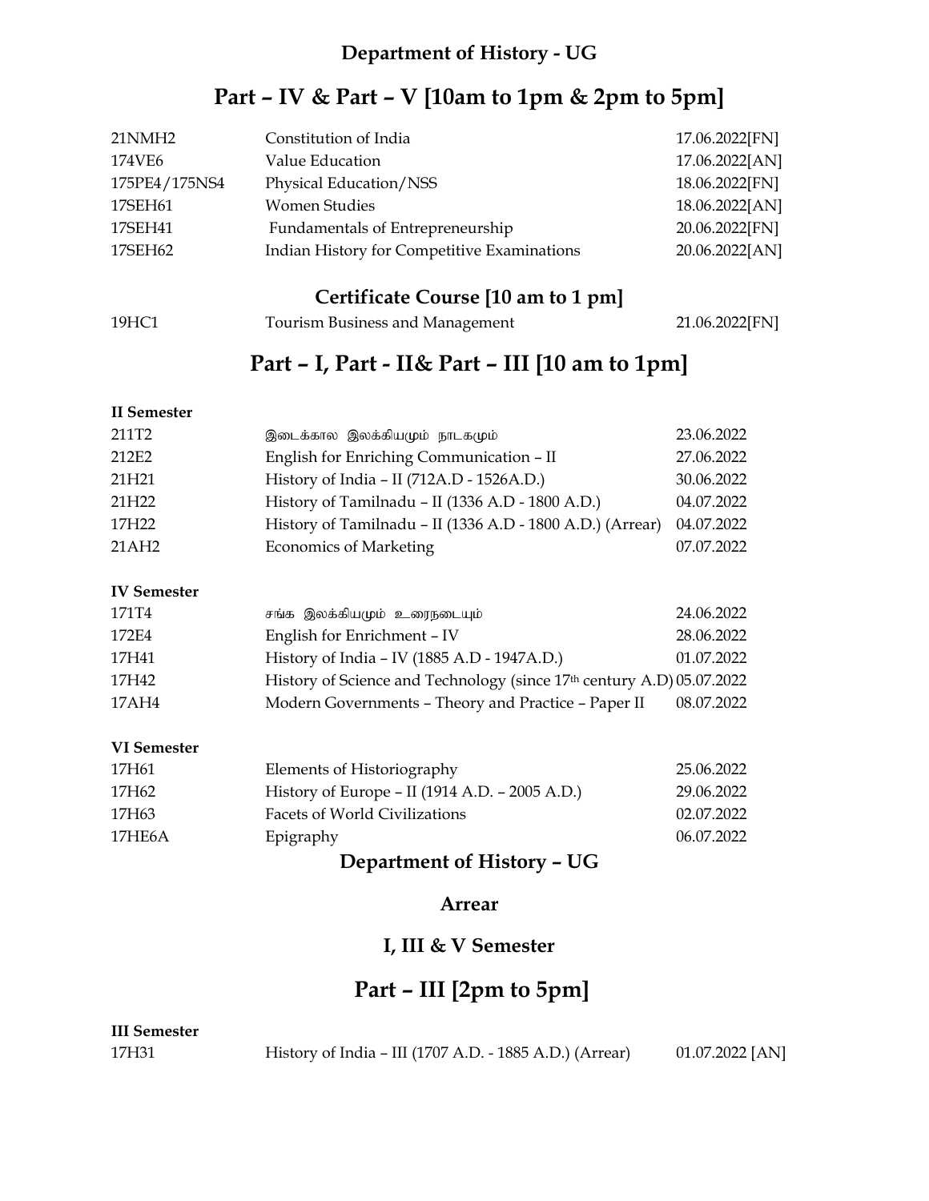## Department of History - UG

## Part – IV & Part – V [10am to 1pm & 2pm to 5pm]

| | | |
|---|---|---|
| 21NMH2 | Constitution of India | 17.06.2022[FN] |
| 174VE6 | Value Education | 17.06.2022[AN] |
| 175PE4/175NS4 | Physical Education/NSS | 18.06.2022[FN] |
| 17SEH61 | Women Studies | 18.06.2022[AN] |
| 17SEH41 | Fundamentals of Entrepreneurship | 20.06.2022[FN] |
| 17SEH62 | Indian History for Competitive Examinations | 20.06.2022[AN] |

## Certificate Course [10 am to 1 pm]

| | | |
|---|---|---|
| 19HC1 | Tourism Business and Management | 21.06.2022[FN] |

## Part – I, Part - II& Part – III [10 am to 1pm]

**II Semester**

| | | |
|---|---|---|
| 211T2 | இடைக்கால இலக்கியமும் நாடகமும் | 23.06.2022 |
| 212E2 | English for Enriching Communication – II | 27.06.2022 |
| 21H21 | History of India – II (712A.D - 1526A.D.) | 30.06.2022 |
| 21H22 | History of Tamilnadu – II (1336 A.D - 1800 A.D.) | 04.07.2022 |
| 17H22 | History of Tamilnadu – II (1336 A.D - 1800 A.D.) (Arrear) | 04.07.2022 |
| 21AH2 | Economics of Marketing | 07.07.2022 |

**IV Semester**

| | | |
|---|---|---|
| 171T4 | சங்க இலக்கியமும் உரைநடையும் | 24.06.2022 |
| 172E4 | English for Enrichment – IV | 28.06.2022 |
| 17H41 | History of India – IV (1885 A.D - 1947A.D.) | 01.07.2022 |
| 17H42 | History of Science and Technology (since 17th century A.D) | 05.07.2022 |
| 17AH4 | Modern Governments – Theory and Practice – Paper II | 08.07.2022 |

**VI Semester**

| | | |
|---|---|---|
| 17H61 | Elements of Historiography | 25.06.2022 |
| 17H62 | History of Europe – II (1914 A.D. – 2005 A.D.) | 29.06.2022 |
| 17H63 | Facets of World Civilizations | 02.07.2022 |
| 17HE6A | Epigraphy | 06.07.2022 |

## Department of History – UG

### Arrear

### I, III & V Semester

## Part – III [2pm to 5pm]

**III Semester**

| | | |
|---|---|---|
| 17H31 | History of India – III (1707 A.D. - 1885 A.D.) (Arrear) | 01.07.2022 [AN] |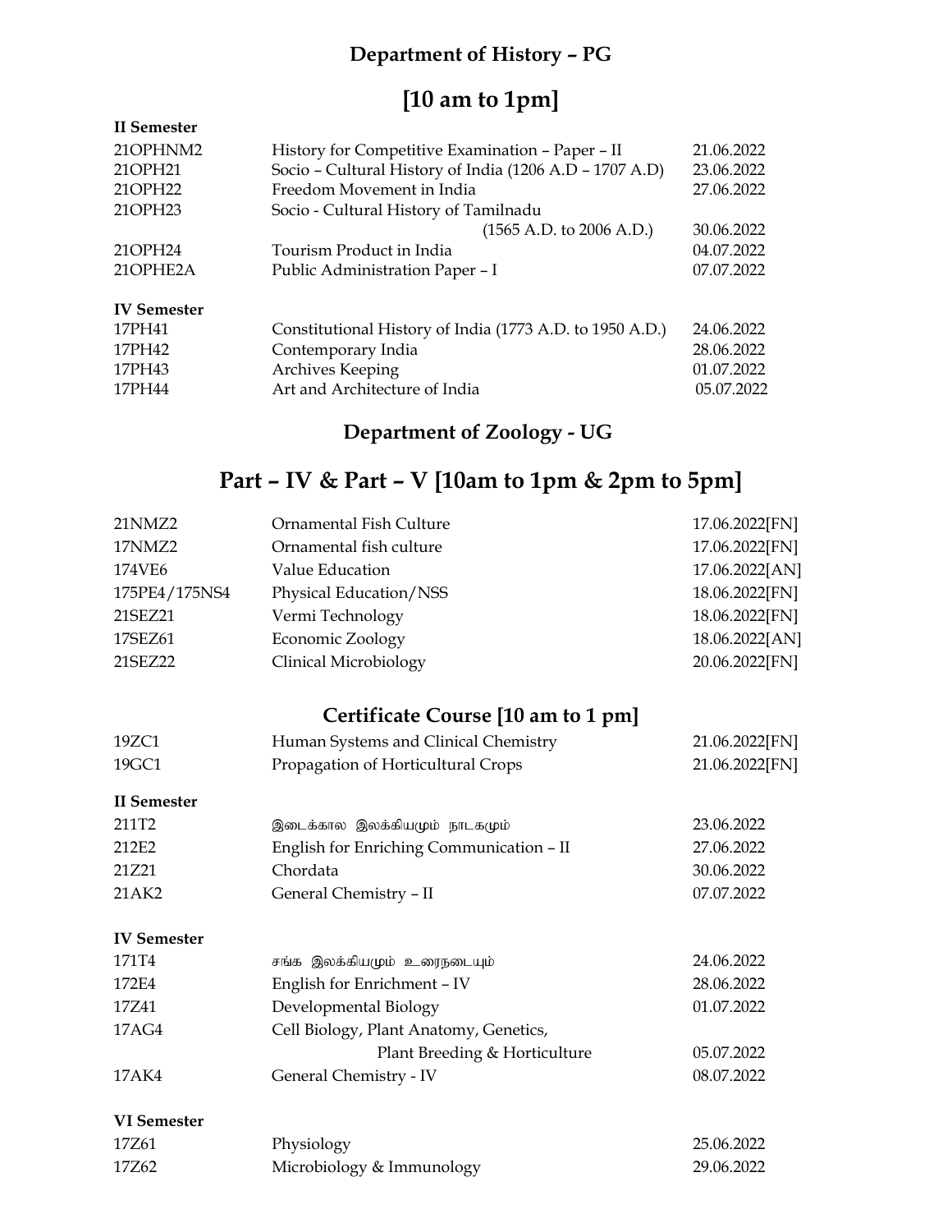## Department of History – PG

## [10 am to 1pm]

**II Semester**

| | | |
|---|---|---|
| 21OPHNM2 | History for Competitive Examination – Paper – II | 21.06.2022 |
| 21OPH21 | Socio – Cultural History of India (1206 A.D – 1707 A.D) | 23.06.2022 |
| 21OPH22 | Freedom Movement in India | 27.06.2022 |
| 21OPH23 | Socio - Cultural History of Tamilnadu (1565 A.D. to 2006 A.D.) | 30.06.2022 |
| 21OPH24 | Tourism Product in India | 04.07.2022 |
| 21OPHE2A | Public Administration Paper – I | 07.07.2022 |

**IV Semester**

| | | |
|---|---|---|
| 17PH41 | Constitutional History of India (1773 A.D. to 1950 A.D.) | 24.06.2022 |
| 17PH42 | Contemporary India | 28.06.2022 |
| 17PH43 | Archives Keeping | 01.07.2022 |
| 17PH44 | Art and Architecture of India | 05.07.2022 |

## Department of Zoology - UG

## Part – IV & Part – V [10am to 1pm & 2pm to 5pm]

| | | |
|---|---|---|
| 21NMZ2 | Ornamental Fish Culture | 17.06.2022[FN] |
| 17NMZ2 | Ornamental fish culture | 17.06.2022[FN] |
| 174VE6 | Value Education | 17.06.2022[AN] |
| 175PE4/175NS4 | Physical Education/NSS | 18.06.2022[FN] |
| 21SEZ21 | Vermi Technology | 18.06.2022[FN] |
| 17SEZ61 | Economic Zoology | 18.06.2022[AN] |
| 21SEZ22 | Clinical Microbiology | 20.06.2022[FN] |

## Certificate Course [10 am to 1 pm]

| | | |
|---|---|---|
| 19ZC1 | Human Systems and Clinical Chemistry | 21.06.2022[FN] |
| 19GC1 | Propagation of Horticultural Crops | 21.06.2022[FN] |

**II Semester**

| | | |
|---|---|---|
| 211T2 | இடைக்கால இலக்கியமும் நாடகமும் | 23.06.2022 |
| 212E2 | English for Enriching Communication – II | 27.06.2022 |
| 21Z21 | Chordata | 30.06.2022 |
| 21AK2 | General Chemistry – II | 07.07.2022 |

**IV Semester**

| | | |
|---|---|---|
| 171T4 | சங்க இலக்கியமும் உரைநடையும் | 24.06.2022 |
| 172E4 | English for Enrichment – IV | 28.06.2022 |
| 17Z41 | Developmental Biology | 01.07.2022 |
| 17AG4 | Cell Biology, Plant Anatomy, Genetics, Plant Breeding & Horticulture | 05.07.2022 |
| 17AK4 | General Chemistry - IV | 08.07.2022 |

**VI Semester**

| | | |
|---|---|---|
| 17Z61 | Physiology | 25.06.2022 |
| 17Z62 | Microbiology & Immunology | 29.06.2022 |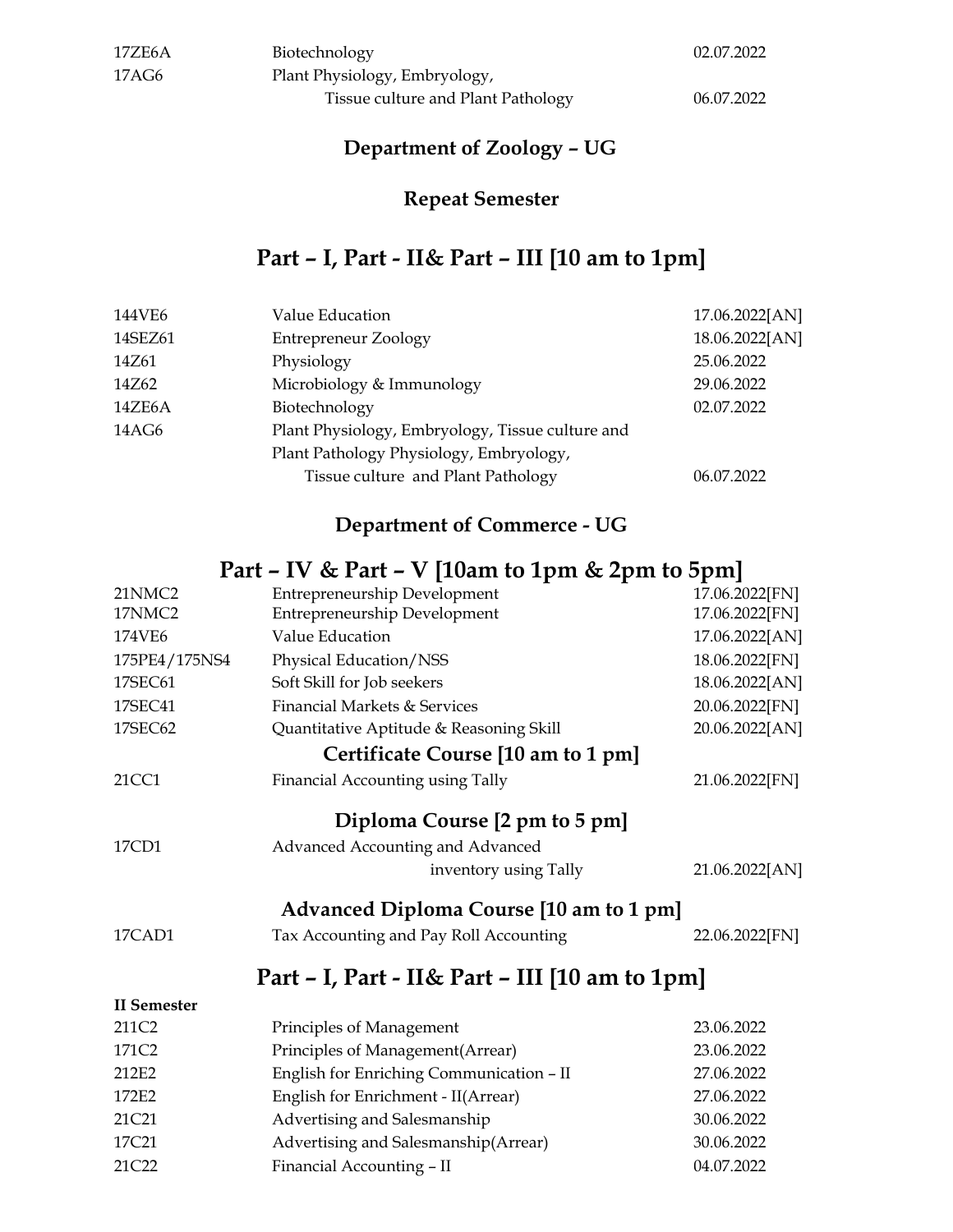| | | |
|---|---|---|
| 17ZE6A | Biotechnology | 02.07.2022 |
| 17AG6 | Plant Physiology, Embryology, Tissue culture and Plant Pathology | 06.07.2022 |

## Department of Zoology – UG

### Repeat Semester

### Part – I, Part - II& Part – III [10 am to 1pm]

| | | |
|---|---|---|
| 144VE6 | Value Education | 17.06.2022[AN] |
| 14SEZ61 | Entrepreneur Zoology | 18.06.2022[AN] |
| 14Z61 | Physiology | 25.06.2022 |
| 14Z62 | Microbiology & Immunology | 29.06.2022 |
| 14ZE6A | Biotechnology | 02.07.2022 |
| 14AG6 | Plant Physiology, Embryology, Tissue culture and Plant Pathology Physiology, Embryology, Tissue culture and Plant Pathology | 06.07.2022 |

## Department of Commerce - UG

### Part – IV & Part – V [10am to 1pm & 2pm to 5pm]

| | | |
|---|---|---|
| 21NMC2 | Entrepreneurship Development | 17.06.2022[FN] |
| 17NMC2 | Entrepreneurship Development | 17.06.2022[FN] |
| 174VE6 | Value Education | 17.06.2022[AN] |
| 175PE4/175NS4 | Physical Education/NSS | 18.06.2022[FN] |
| 17SEC61 | Soft Skill for Job seekers | 18.06.2022[AN] |
| 17SEC41 | Financial Markets & Services | 20.06.2022[FN] |
| 17SEC62 | Quantitative Aptitude & Reasoning Skill | 20.06.2022[AN] |

### Certificate Course [10 am to 1 pm]

| | | |
|---|---|---|
| 21CC1 | Financial Accounting using Tally | 21.06.2022[FN] |

### Diploma Course [2 pm to 5 pm]

| | | |
|---|---|---|
| 17CD1 | Advanced Accounting and Advanced inventory using Tally | 21.06.2022[AN] |

### Advanced Diploma Course [10 am to 1 pm]

| | | |
|---|---|---|
| 17CAD1 | Tax Accounting and Pay Roll Accounting | 22.06.2022[FN] |

### Part – I, Part - II& Part – III [10 am to 1pm]

**II Semester**

| | | |
|---|---|---|
| 211C2 | Principles of Management | 23.06.2022 |
| 171C2 | Principles of Management(Arrear) | 23.06.2022 |
| 212E2 | English for Enriching Communication – II | 27.06.2022 |
| 172E2 | English for Enrichment - II(Arrear) | 27.06.2022 |
| 21C21 | Advertising and Salesmanship | 30.06.2022 |
| 17C21 | Advertising and Salesmanship(Arrear) | 30.06.2022 |
| 21C22 | Financial Accounting – II | 04.07.2022 |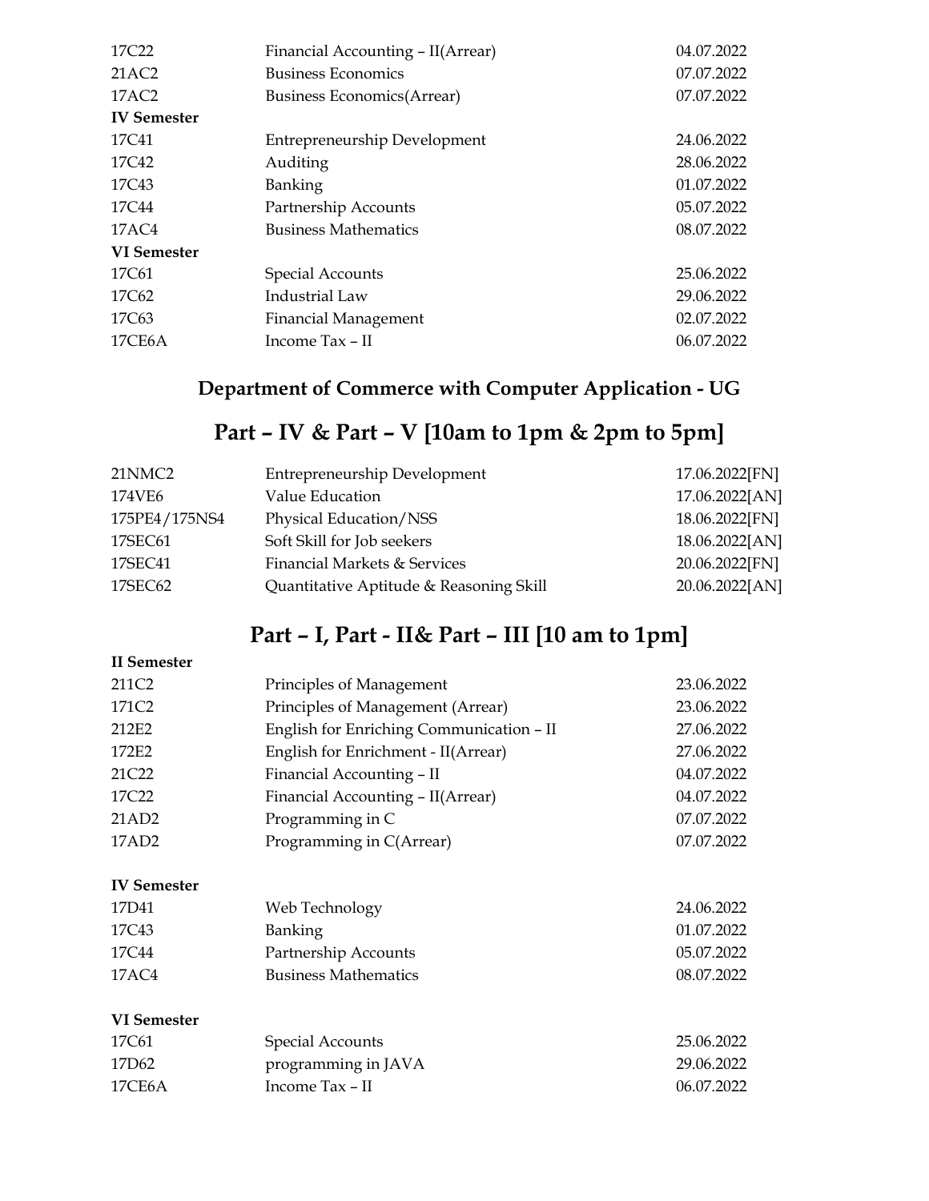| | | |
|---|---|---|
| 17C22 | Financial Accounting – II(Arrear) | 04.07.2022 |
| 21AC2 | Business Economics | 07.07.2022 |
| 17AC2 | Business Economics(Arrear) | 07.07.2022 |
| **IV Semester** | | |
| 17C41 | Entrepreneurship Development | 24.06.2022 |
| 17C42 | Auditing | 28.06.2022 |
| 17C43 | Banking | 01.07.2022 |
| 17C44 | Partnership Accounts | 05.07.2022 |
| 17AC4 | Business Mathematics | 08.07.2022 |
| **VI Semester** | | |
| 17C61 | Special Accounts | 25.06.2022 |
| 17C62 | Industrial Law | 29.06.2022 |
| 17C63 | Financial Management | 02.07.2022 |
| 17CE6A | Income Tax – II | 06.07.2022 |

## Department of Commerce with Computer Application - UG

## Part – IV & Part – V [10am to 1pm & 2pm to 5pm]

| | | |
|---|---|---|
| 21NMC2 | Entrepreneurship Development | 17.06.2022[FN] |
| 174VE6 | Value Education | 17.06.2022[AN] |
| 175PE4/175NS4 | Physical Education/NSS | 18.06.2022[FN] |
| 17SEC61 | Soft Skill for Job seekers | 18.06.2022[AN] |
| 17SEC41 | Financial Markets & Services | 20.06.2022[FN] |
| 17SEC62 | Quantitative Aptitude & Reasoning Skill | 20.06.2022[AN] |

## Part – I, Part - II& Part – III [10 am to 1pm]

| | | |
|---|---|---|
| **II Semester** | | |
| 211C2 | Principles of Management | 23.06.2022 |
| 171C2 | Principles of Management (Arrear) | 23.06.2022 |
| 212E2 | English for Enriching Communication – II | 27.06.2022 |
| 172E2 | English for Enrichment - II(Arrear) | 27.06.2022 |
| 21C22 | Financial Accounting – II | 04.07.2022 |
| 17C22 | Financial Accounting – II(Arrear) | 04.07.2022 |
| 21AD2 | Programming in C | 07.07.2022 |
| 17AD2 | Programming in C(Arrear) | 07.07.2022 |
| **IV Semester** | | |
| 17D41 | Web Technology | 24.06.2022 |
| 17C43 | Banking | 01.07.2022 |
| 17C44 | Partnership Accounts | 05.07.2022 |
| 17AC4 | Business Mathematics | 08.07.2022 |
| **VI Semester** | | |
| 17C61 | Special Accounts | 25.06.2022 |
| 17D62 | programming in JAVA | 29.06.2022 |
| 17CE6A | Income Tax – II | 06.07.2022 |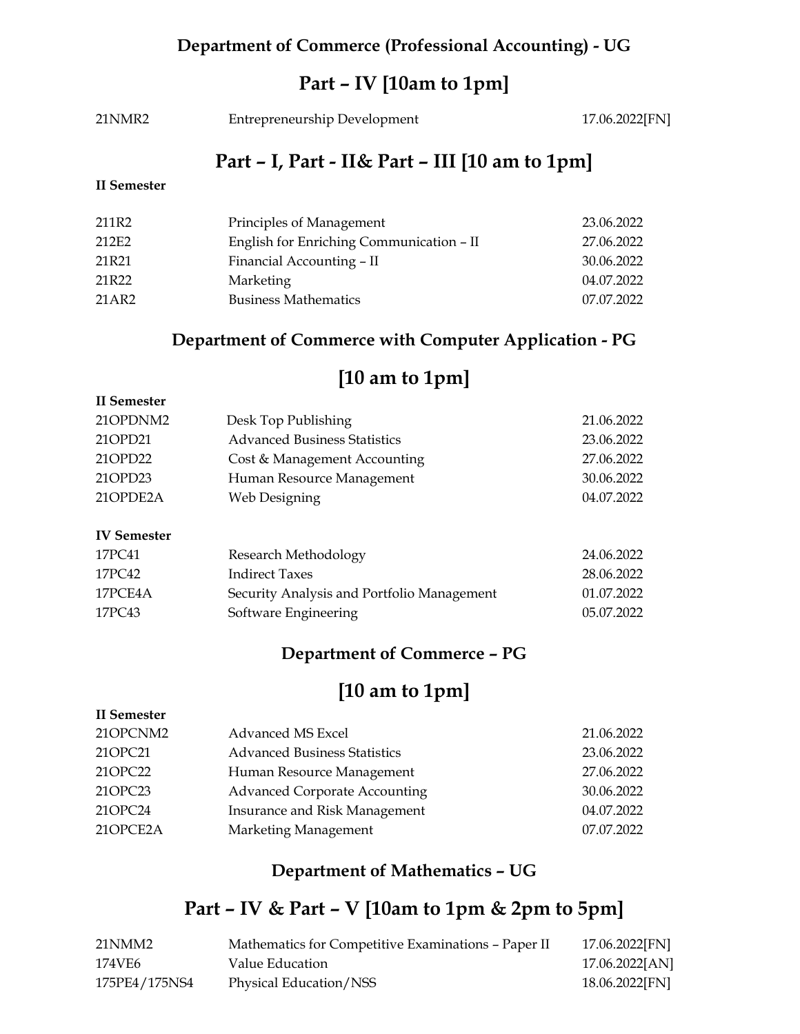## Department of Commerce (Professional Accounting) - UG

## Part – IV [10am to 1pm]

| | | |
|---|---|---|
| 21NMR2 | Entrepreneurship Development | 17.06.2022[FN] |

## Part – I, Part - II& Part – III [10 am to 1pm]

**II Semester**

| | | |
|---|---|---|
| 211R2 | Principles of Management | 23.06.2022 |
| 212E2 | English for Enriching Communication – II | 27.06.2022 |
| 21R21 | Financial Accounting – II | 30.06.2022 |
| 21R22 | Marketing | 04.07.2022 |
| 21AR2 | Business Mathematics | 07.07.2022 |

## Department of Commerce with Computer Application - PG

## [10 am to 1pm]

**II Semester**

| | | |
|---|---|---|
| 21OPDNM2 | Desk Top Publishing | 21.06.2022 |
| 21OPD21 | Advanced Business Statistics | 23.06.2022 |
| 21OPD22 | Cost & Management Accounting | 27.06.2022 |
| 21OPD23 | Human Resource Management | 30.06.2022 |
| 21OPDE2A | Web Designing | 04.07.2022 |

**IV Semester**

| | | |
|---|---|---|
| 17PC41 | Research Methodology | 24.06.2022 |
| 17PC42 | Indirect Taxes | 28.06.2022 |
| 17PCE4A | Security Analysis and Portfolio Management | 01.07.2022 |
| 17PC43 | Software Engineering | 05.07.2022 |

## Department of Commerce – PG

## [10 am to 1pm]

**II Semester**

| | | |
|---|---|---|
| 21OPCNM2 | Advanced MS Excel | 21.06.2022 |
| 21OPC21 | Advanced Business Statistics | 23.06.2022 |
| 21OPC22 | Human Resource Management | 27.06.2022 |
| 21OPC23 | Advanced Corporate Accounting | 30.06.2022 |
| 21OPC24 | Insurance and Risk Management | 04.07.2022 |
| 21OPCE2A | Marketing Management | 07.07.2022 |

## Department of Mathematics – UG

## Part – IV & Part – V [10am to 1pm & 2pm to 5pm]

| | | |
|---|---|---|
| 21NMM2 | Mathematics for Competitive Examinations – Paper II | 17.06.2022[FN] |
| 174VE6 | Value Education | 17.06.2022[AN] |
| 175PE4/175NS4 | Physical Education/NSS | 18.06.2022[FN] |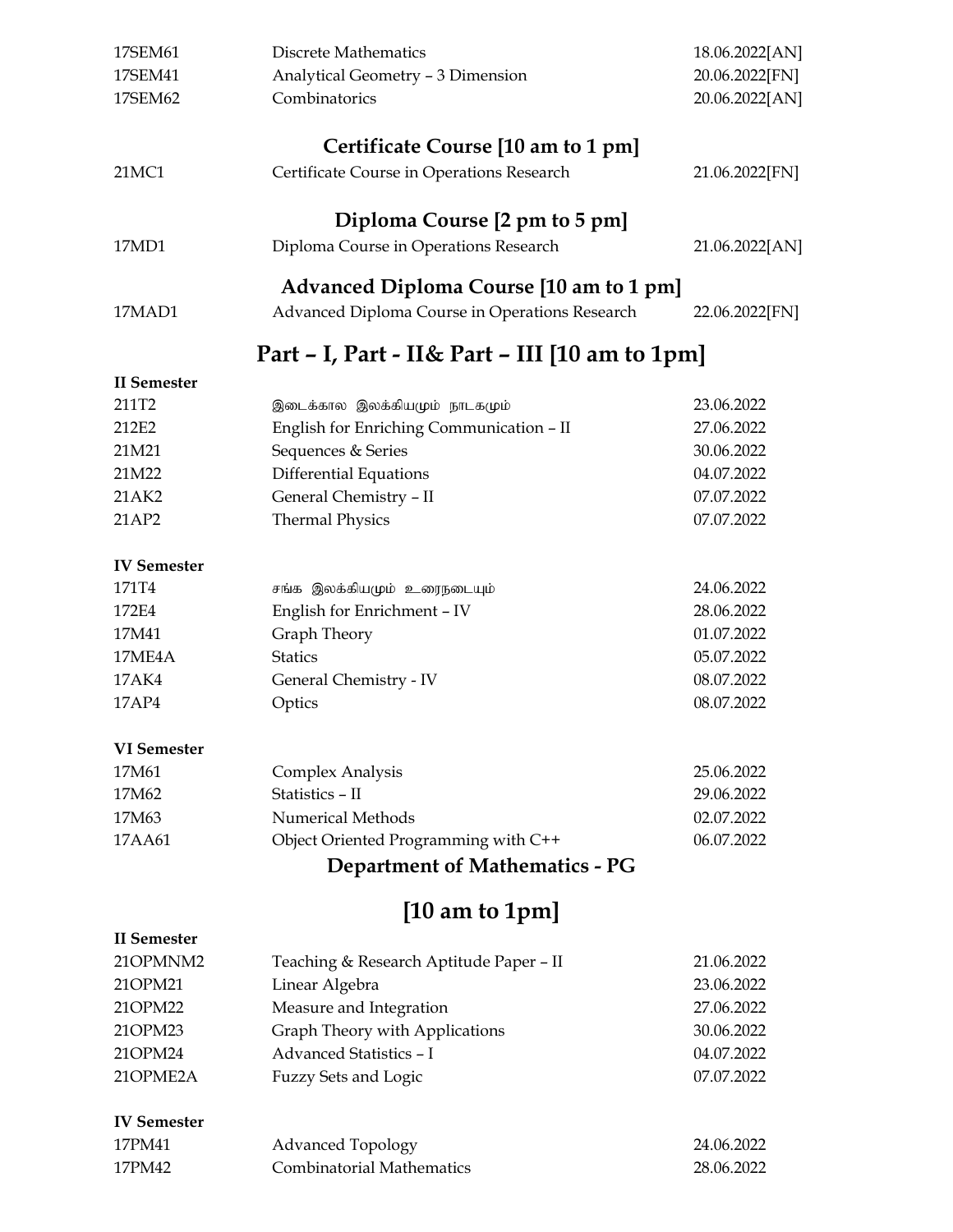| | | |
|---|---|---|
| 17SEM61 | Discrete Mathematics | 18.06.2022[AN] |
| 17SEM41 | Analytical Geometry – 3 Dimension | 20.06.2022[FN] |
| 17SEM62 | Combinatorics | 20.06.2022[AN] |

## Certificate Course [10 am to 1 pm]

| | | |
|---|---|---|
| 21MC1 | Certificate Course in Operations Research | 21.06.2022[FN] |

## Diploma Course [2 pm to 5 pm]

| | | |
|---|---|---|
| 17MD1 | Diploma Course in Operations Research | 21.06.2022[AN] |

## Advanced Diploma Course [10 am to 1 pm]

| | | |
|---|---|---|
| 17MAD1 | Advanced Diploma Course in Operations Research | 22.06.2022[FN] |

## Part – I, Part - II& Part – III [10 am to 1pm]

**II Semester**

| | | |
|---|---|---|
| 211T2 | இடைக்கால இலக்கியமும் நாடகமும் | 23.06.2022 |
| 212E2 | English for Enriching Communication – II | 27.06.2022 |
| 21M21 | Sequences & Series | 30.06.2022 |
| 21M22 | Differential Equations | 04.07.2022 |
| 21AK2 | General Chemistry – II | 07.07.2022 |
| 21AP2 | Thermal Physics | 07.07.2022 |

**IV Semester**

| | | |
|---|---|---|
| 171T4 | சங்க இலக்கியமும் உரைநடையும் | 24.06.2022 |
| 172E4 | English for Enrichment – IV | 28.06.2022 |
| 17M41 | Graph Theory | 01.07.2022 |
| 17ME4A | Statics | 05.07.2022 |
| 17AK4 | General Chemistry - IV | 08.07.2022 |
| 17AP4 | Optics | 08.07.2022 |

**VI Semester**

| | | |
|---|---|---|
| 17M61 | Complex Analysis | 25.06.2022 |
| 17M62 | Statistics – II | 29.06.2022 |
| 17M63 | Numerical Methods | 02.07.2022 |
| 17AA61 | Object Oriented Programming with C++ | 06.07.2022 |

## Department of Mathematics - PG

## [10 am to 1pm]

**II Semester**

| | | |
|---|---|---|
| 21OPMNM2 | Teaching & Research Aptitude Paper – II | 21.06.2022 |
| 21OPM21 | Linear Algebra | 23.06.2022 |
| 21OPM22 | Measure and Integration | 27.06.2022 |
| 21OPM23 | Graph Theory with Applications | 30.06.2022 |
| 21OPM24 | Advanced Statistics – I | 04.07.2022 |
| 21OPME2A | Fuzzy Sets and Logic | 07.07.2022 |

**IV Semester**

| | | |
|---|---|---|
| 17PM41 | Advanced Topology | 24.06.2022 |
| 17PM42 | Combinatorial Mathematics | 28.06.2022 |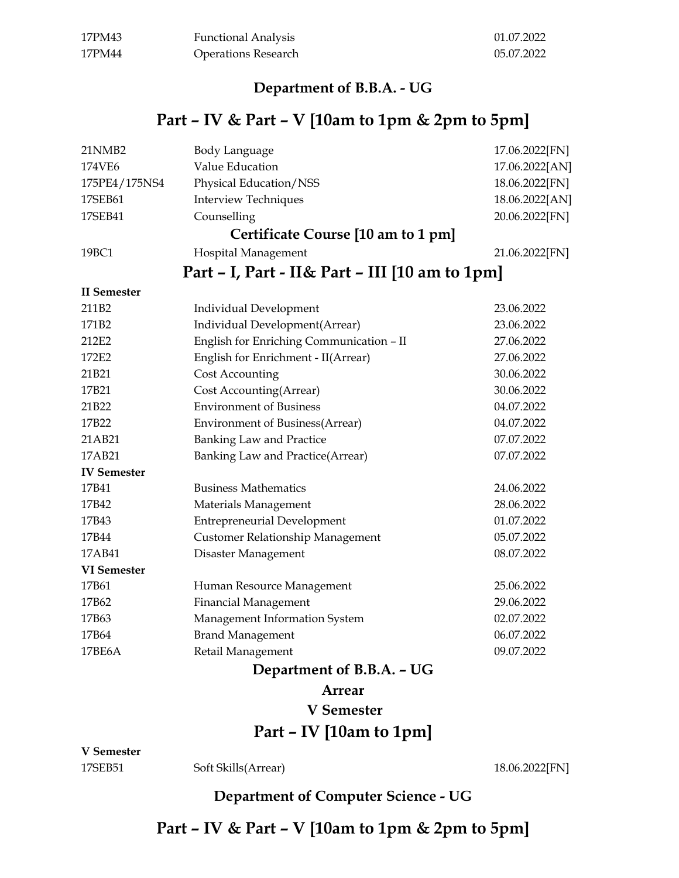| | | |
|---|---|---|
| 17PM43 | Functional Analysis | 01.07.2022 |
| 17PM44 | Operations Research | 05.07.2022 |

## Department of B.B.A. - UG

## Part – IV & Part – V [10am to 1pm & 2pm to 5pm]

| | | |
|---|---|---|
| 21NMB2 | Body Language | 17.06.2022[FN] |
| 174VE6 | Value Education | 17.06.2022[AN] |
| 175PE4/175NS4 | Physical Education/NSS | 18.06.2022[FN] |
| 17SEB61 | Interview Techniques | 18.06.2022[AN] |
| 17SEB41 | Counselling | 20.06.2022[FN] |

### Certificate Course [10 am to 1 pm]

| | | |
|---|---|---|
| 19BC1 | Hospital Management | 21.06.2022[FN] |

## Part – I, Part - II& Part – III [10 am to 1pm]

| | | |
|---|---|---|
| **II Semester** | | |
| 211B2 | Individual Development | 23.06.2022 |
| 171B2 | Individual Development(Arrear) | 23.06.2022 |
| 212E2 | English for Enriching Communication – II | 27.06.2022 |
| 172E2 | English for Enrichment - II(Arrear) | 27.06.2022 |
| 21B21 | Cost Accounting | 30.06.2022 |
| 17B21 | Cost Accounting(Arrear) | 30.06.2022 |
| 21B22 | Environment of Business | 04.07.2022 |
| 17B22 | Environment of Business(Arrear) | 04.07.2022 |
| 21AB21 | Banking Law and Practice | 07.07.2022 |
| 17AB21 | Banking Law and Practice(Arrear) | 07.07.2022 |
| **IV Semester** | | |
| 17B41 | Business Mathematics | 24.06.2022 |
| 17B42 | Materials Management | 28.06.2022 |
| 17B43 | Entrepreneurial Development | 01.07.2022 |
| 17B44 | Customer Relationship Management | 05.07.2022 |
| 17AB41 | Disaster Management | 08.07.2022 |
| **VI Semester** | | |
| 17B61 | Human Resource Management | 25.06.2022 |
| 17B62 | Financial Management | 29.06.2022 |
| 17B63 | Management Information System | 02.07.2022 |
| 17B64 | Brand Management | 06.07.2022 |
| 17BE6A | Retail Management | 09.07.2022 |

## Department of B.B.A. – UG

## Arrear

## V Semester

## Part – IV [10am to 1pm]

| | | |
|---|---|---|
| **V Semester** | | |
| 17SEB51 | Soft Skills(Arrear) | 18.06.2022[FN] |

## Department of Computer Science - UG

## Part – IV & Part – V [10am to 1pm & 2pm to 5pm]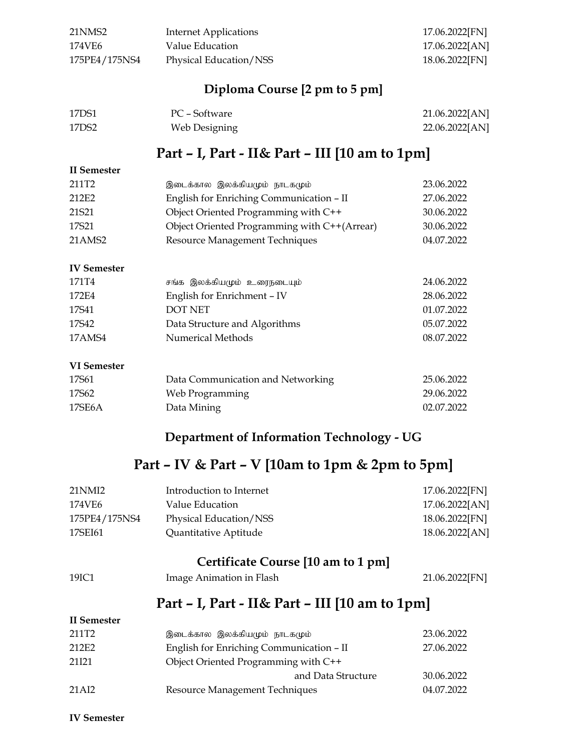| | | |
|---|---|---|
| 21NMS2 | Internet Applications | 17.06.2022[FN] |
| 174VE6 | Value Education | 17.06.2022[AN] |
| 175PE4/175NS4 | Physical Education/NSS | 18.06.2022[FN] |

## Diploma Course [2 pm to 5 pm]

| | | |
|---|---|---|
| 17DS1 | PC – Software | 21.06.2022[AN] |
| 17DS2 | Web Designing | 22.06.2022[AN] |

## Part – I, Part - II& Part – III [10 am to 1pm]

**II Semester**

| | | |
|---|---|---|
| 211T2 | இடைக்கால இலக்கியமும் நாடகமும் | 23.06.2022 |
| 212E2 | English for Enriching Communication – II | 27.06.2022 |
| 21S21 | Object Oriented Programming with C++ | 30.06.2022 |
| 17S21 | Object Oriented Programming with C++(Arrear) | 30.06.2022 |
| 21AMS2 | Resource Management Techniques | 04.07.2022 |

**IV Semester**

| | | |
|---|---|---|
| 171T4 | சங்க இலக்கியமும் உரைநடையும் | 24.06.2022 |
| 172E4 | English for Enrichment – IV | 28.06.2022 |
| 17S41 | DOT NET | 01.07.2022 |
| 17S42 | Data Structure and Algorithms | 05.07.2022 |
| 17AMS4 | Numerical Methods | 08.07.2022 |

**VI Semester**

| | | |
|---|---|---|
| 17S61 | Data Communication and Networking | 25.06.2022 |
| 17S62 | Web Programming | 29.06.2022 |
| 17SE6A | Data Mining | 02.07.2022 |

## Department of Information Technology - UG

## Part – IV & Part – V [10am to 1pm & 2pm to 5pm]

| | | |
|---|---|---|
| 21NMI2 | Introduction to Internet | 17.06.2022[FN] |
| 174VE6 | Value Education | 17.06.2022[AN] |
| 175PE4/175NS4 | Physical Education/NSS | 18.06.2022[FN] |
| 17SEI61 | Quantitative Aptitude | 18.06.2022[AN] |

## Certificate Course [10 am to 1 pm]

| | | |
|---|---|---|
| 19IC1 | Image Animation in Flash | 21.06.2022[FN] |

## Part – I, Part - II& Part – III [10 am to 1pm]

**II Semester**

| | | |
|---|---|---|
| 211T2 | இடைக்கால இலக்கியமும் நாடகமும் | 23.06.2022 |
| 212E2 | English for Enriching Communication – II | 27.06.2022 |
| 21I21 | Object Oriented Programming with C++ and Data Structure | 30.06.2022 |
| 21AI2 | Resource Management Techniques | 04.07.2022 |

**IV Semester**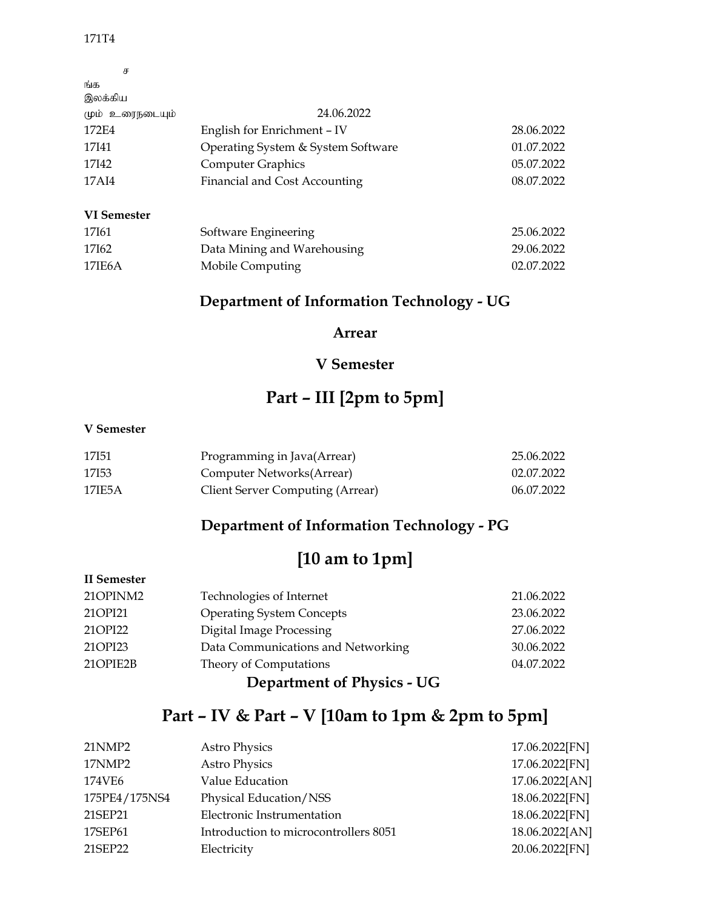| | | |
|---|---|---|
| 171T4 | | |
| ச<br>ங்க<br>இலக்கிய<br>மும் உரைநடையும் | | 24.06.2022 |
| 172E4 | English for Enrichment – IV | 28.06.2022 |
| 17I41 | Operating System & System Software | 01.07.2022 |
| 17I42 | Computer Graphics | 05.07.2022 |
| 17AI4 | Financial and Cost Accounting | 08.07.2022 |

**VI Semester**

| | | |
|---|---|---|
| 17I61 | Software Engineering | 25.06.2022 |
| 17I62 | Data Mining and Warehousing | 29.06.2022 |
| 17IE6A | Mobile Computing | 02.07.2022 |

## Department of Information Technology - UG

### Arrear

### V Semester

## Part – III [2pm to 5pm]

**V Semester**

| | | |
|---|---|---|
| 17I51 | Programming in Java(Arrear) | 25.06.2022 |
| 17I53 | Computer Networks(Arrear) | 02.07.2022 |
| 17IE5A | Client Server Computing (Arrear) | 06.07.2022 |

## Department of Information Technology - PG

## [10 am to 1pm]

**II Semester**

| | | |
|---|---|---|
| 21OPINM2 | Technologies of Internet | 21.06.2022 |
| 21OPI21 | Operating System Concepts | 23.06.2022 |
| 21OPI22 | Digital Image Processing | 27.06.2022 |
| 21OPI23 | Data Communications and Networking | 30.06.2022 |
| 21OPIE2B | Theory of Computations | 04.07.2022 |

## Department of Physics - UG

## Part – IV & Part – V [10am to 1pm & 2pm to 5pm]

| | | |
|---|---|---|
| 21NMP2 | Astro Physics | 17.06.2022[FN] |
| 17NMP2 | Astro Physics | 17.06.2022[FN] |
| 174VE6 | Value Education | 17.06.2022[AN] |
| 175PE4/175NS4 | Physical Education/NSS | 18.06.2022[FN] |
| 21SEP21 | Electronic Instrumentation | 18.06.2022[FN] |
| 17SEP61 | Introduction to microcontrollers 8051 | 18.06.2022[AN] |
| 21SEP22 | Electricity | 20.06.2022[FN] |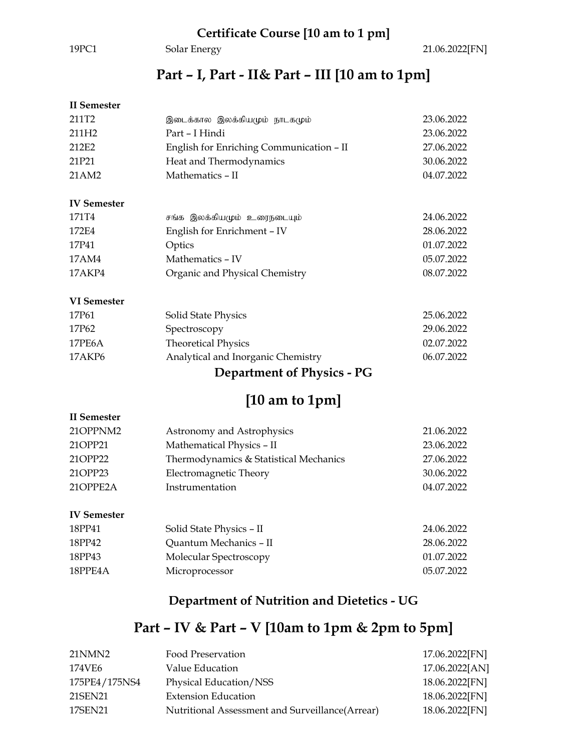### Certificate Course [10 am to 1 pm]

| | | |
|---|---|---|
| 19PC1 | Solar Energy | 21.06.2022[FN] |

## Part – I, Part - II& Part – III [10 am to 1pm]

**II Semester**

| | | |
|---|---|---|
| 211T2 | இடைக்கால இலக்கியமும் நாடகமும் | 23.06.2022 |
| 211H2 | Part – I Hindi | 23.06.2022 |
| 212E2 | English for Enriching Communication – II | 27.06.2022 |
| 21P21 | Heat and Thermodynamics | 30.06.2022 |
| 21AM2 | Mathematics – II | 04.07.2022 |

**IV Semester**

| | | |
|---|---|---|
| 171T4 | சங்க இலக்கியமும் உரைநடையும் | 24.06.2022 |
| 172E4 | English for Enrichment – IV | 28.06.2022 |
| 17P41 | Optics | 01.07.2022 |
| 17AM4 | Mathematics – IV | 05.07.2022 |
| 17AKP4 | Organic and Physical Chemistry | 08.07.2022 |

**VI Semester**

| | | |
|---|---|---|
| 17P61 | Solid State Physics | 25.06.2022 |
| 17P62 | Spectroscopy | 29.06.2022 |
| 17PE6A | Theoretical Physics | 02.07.2022 |
| 17AKP6 | Analytical and Inorganic Chemistry | 06.07.2022 |

### Department of Physics - PG

## [10 am to 1pm]

**II Semester**

| | | |
|---|---|---|
| 21OPPNM2 | Astronomy and Astrophysics | 21.06.2022 |
| 21OPP21 | Mathematical Physics – II | 23.06.2022 |
| 21OPP22 | Thermodynamics & Statistical Mechanics | 27.06.2022 |
| 21OPP23 | Electromagnetic Theory | 30.06.2022 |
| 21OPPE2A | Instrumentation | 04.07.2022 |

**IV Semester**

| | | |
|---|---|---|
| 18PP41 | Solid State Physics – II | 24.06.2022 |
| 18PP42 | Quantum Mechanics – II | 28.06.2022 |
| 18PP43 | Molecular Spectroscopy | 01.07.2022 |
| 18PPE4A | Microprocessor | 05.07.2022 |

### Department of Nutrition and Dietetics - UG

## Part – IV & Part – V [10am to 1pm & 2pm to 5pm]

| | | |
|---|---|---|
| 21NMN2 | Food Preservation | 17.06.2022[FN] |
| 174VE6 | Value Education | 17.06.2022[AN] |
| 175PE4/175NS4 | Physical Education/NSS | 18.06.2022[FN] |
| 21SEN21 | Extension Education | 18.06.2022[FN] |
| 17SEN21 | Nutritional Assessment and Surveillance(Arrear) | 18.06.2022[FN] |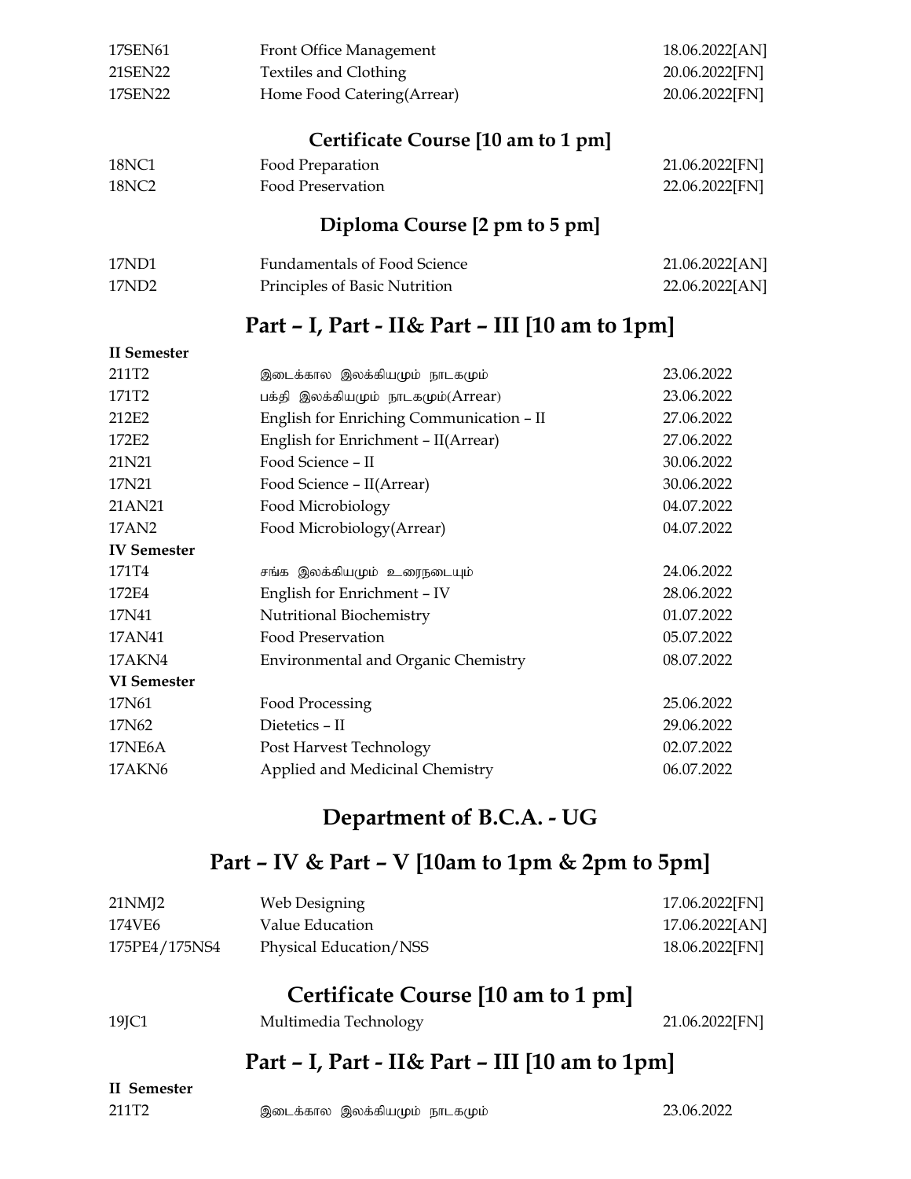| | | |
|---|---|---|
| 17SEN61 | Front Office Management | 18.06.2022[AN] |
| 21SEN22 | Textiles and Clothing | 20.06.2022[FN] |
| 17SEN22 | Home Food Catering(Arrear) | 20.06.2022[FN] |

### Certificate Course [10 am to 1 pm]

| | | |
|---|---|---|
| 18NC1 | Food Preparation | 21.06.2022[FN] |
| 18NC2 | Food Preservation | 22.06.2022[FN] |

### Diploma Course [2 pm to 5 pm]

| | | |
|---|---|---|
| 17ND1 | Fundamentals of Food Science | 21.06.2022[AN] |
| 17ND2 | Principles of Basic Nutrition | 22.06.2022[AN] |

## Part – I, Part - II& Part – III [10 am to 1pm]

| | | |
|---|---|---|
| **II Semester** | | |
| 211T2 | இடைக்கால இலக்கியமும் நாடகமும் | 23.06.2022 |
| 171T2 | பக்தி இலக்கியமும் நாடகமும்(Arrear) | 23.06.2022 |
| 212E2 | English for Enriching Communication – II | 27.06.2022 |
| 172E2 | English for Enrichment – II(Arrear) | 27.06.2022 |
| 21N21 | Food Science – II | 30.06.2022 |
| 17N21 | Food Science – II(Arrear) | 30.06.2022 |
| 21AN21 | Food Microbiology | 04.07.2022 |
| 17AN2 | Food Microbiology(Arrear) | 04.07.2022 |
| **IV Semester** | | |
| 171T4 | சங்க இலக்கியமும் உரைநடையும் | 24.06.2022 |
| 172E4 | English for Enrichment – IV | 28.06.2022 |
| 17N41 | Nutritional Biochemistry | 01.07.2022 |
| 17AN41 | Food Preservation | 05.07.2022 |
| 17AKN4 | Environmental and Organic Chemistry | 08.07.2022 |
| **VI Semester** | | |
| 17N61 | Food Processing | 25.06.2022 |
| 17N62 | Dietetics – II | 29.06.2022 |
| 17NE6A | Post Harvest Technology | 02.07.2022 |
| 17AKN6 | Applied and Medicinal Chemistry | 06.07.2022 |

# Department of B.C.A. - UG

## Part – IV & Part – V [10am to 1pm & 2pm to 5pm]

| | | |
|---|---|---|
| 21NMJ2 | Web Designing | 17.06.2022[FN] |
| 174VE6 | Value Education | 17.06.2022[AN] |
| 175PE4/175NS4 | Physical Education/NSS | 18.06.2022[FN] |

## Certificate Course [10 am to 1 pm]

| | | |
|---|---|---|
| 19JC1 | Multimedia Technology | 21.06.2022[FN] |

## Part – I, Part - II& Part – III [10 am to 1pm]

| | | |
|---|---|---|
| **II Semester** | | |
| 211T2 | இடைக்கால இலக்கியமும் நாடகமும் | 23.06.2022 |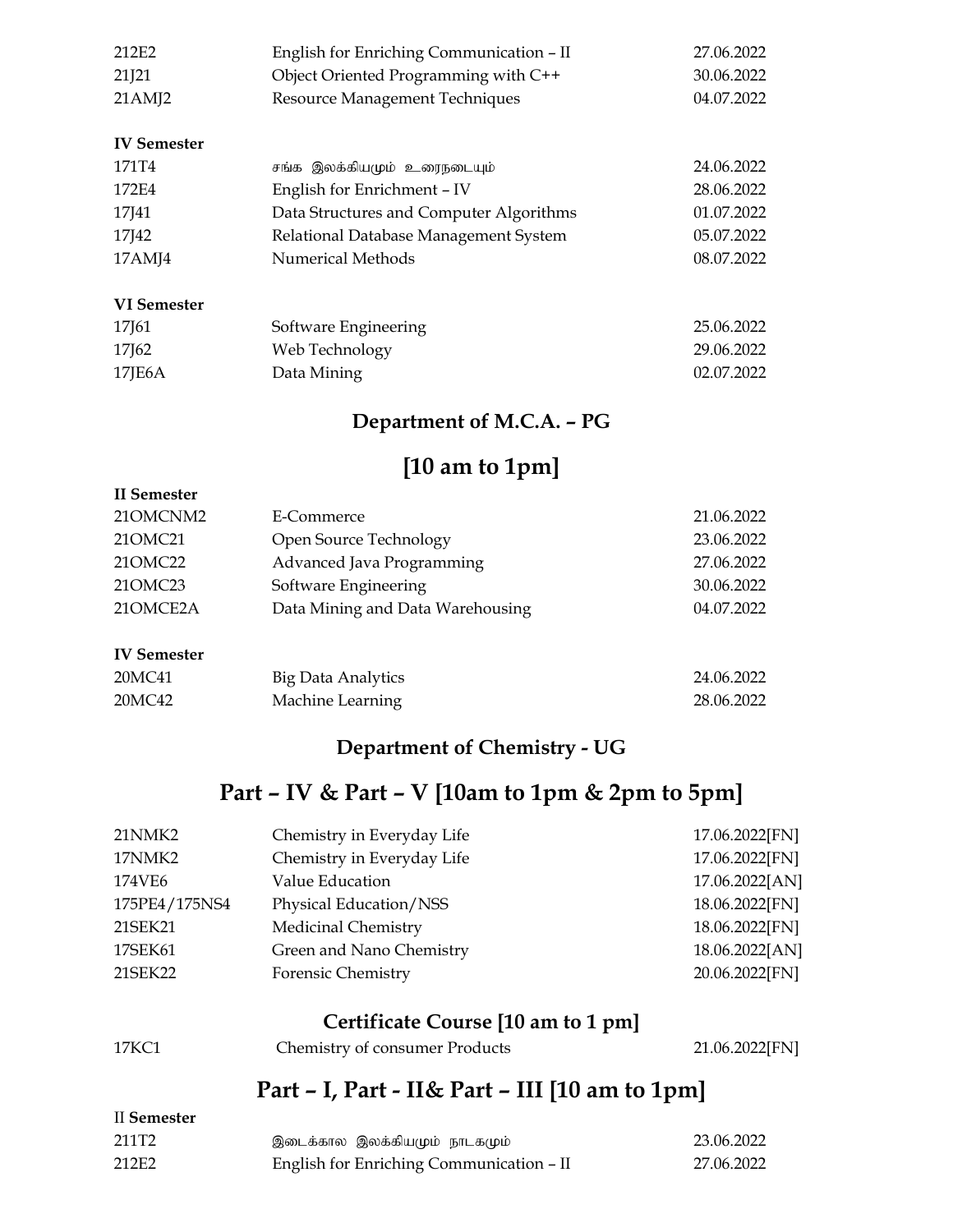| | | |
|---|---|---|
| 212E2 | English for Enriching Communication – II | 27.06.2022 |
| 21J21 | Object Oriented Programming with C++ | 30.06.2022 |
| 21AMJ2 | Resource Management Techniques | 04.07.2022 |

**IV Semester**

| | | |
|---|---|---|
| 171T4 | சங்க இலக்கியமும் உரைநடையும் | 24.06.2022 |
| 172E4 | English for Enrichment – IV | 28.06.2022 |
| 17J41 | Data Structures and Computer Algorithms | 01.07.2022 |
| 17J42 | Relational Database Management System | 05.07.2022 |
| 17AMJ4 | Numerical Methods | 08.07.2022 |

**VI Semester**

| | | |
|---|---|---|
| 17J61 | Software Engineering | 25.06.2022 |
| 17J62 | Web Technology | 29.06.2022 |
| 17JE6A | Data Mining | 02.07.2022 |

## Department of M.C.A. – PG

## [10 am to 1pm]

**II Semester**

| | | |
|---|---|---|
| 21OMCNM2 | E-Commerce | 21.06.2022 |
| 21OMC21 | Open Source Technology | 23.06.2022 |
| 21OMC22 | Advanced Java Programming | 27.06.2022 |
| 21OMC23 | Software Engineering | 30.06.2022 |
| 21OMCE2A | Data Mining and Data Warehousing | 04.07.2022 |

**IV Semester**

| | | |
|---|---|---|
| 20MC41 | Big Data Analytics | 24.06.2022 |
| 20MC42 | Machine Learning | 28.06.2022 |

## Department of Chemistry - UG

## Part – IV & Part – V [10am to 1pm & 2pm to 5pm]

| | | |
|---|---|---|
| 21NMK2 | Chemistry in Everyday Life | 17.06.2022[FN] |
| 17NMK2 | Chemistry in Everyday Life | 17.06.2022[FN] |
| 174VE6 | Value Education | 17.06.2022[AN] |
| 175PE4/175NS4 | Physical Education/NSS | 18.06.2022[FN] |
| 21SEK21 | Medicinal Chemistry | 18.06.2022[FN] |
| 17SEK61 | Green and Nano Chemistry | 18.06.2022[AN] |
| 21SEK22 | Forensic Chemistry | 20.06.2022[FN] |

### Certificate Course [10 am to 1 pm]

| | | |
|---|---|---|
| 17KC1 | Chemistry of consumer Products | 21.06.2022[FN] |

## Part – I, Part - II& Part – III [10 am to 1pm]

II **Semester**

| | | |
|---|---|---|
| 211T2 | இடைக்கால இலக்கியமும் நாடகமும் | 23.06.2022 |
| 212E2 | English for Enriching Communication – II | 27.06.2022 |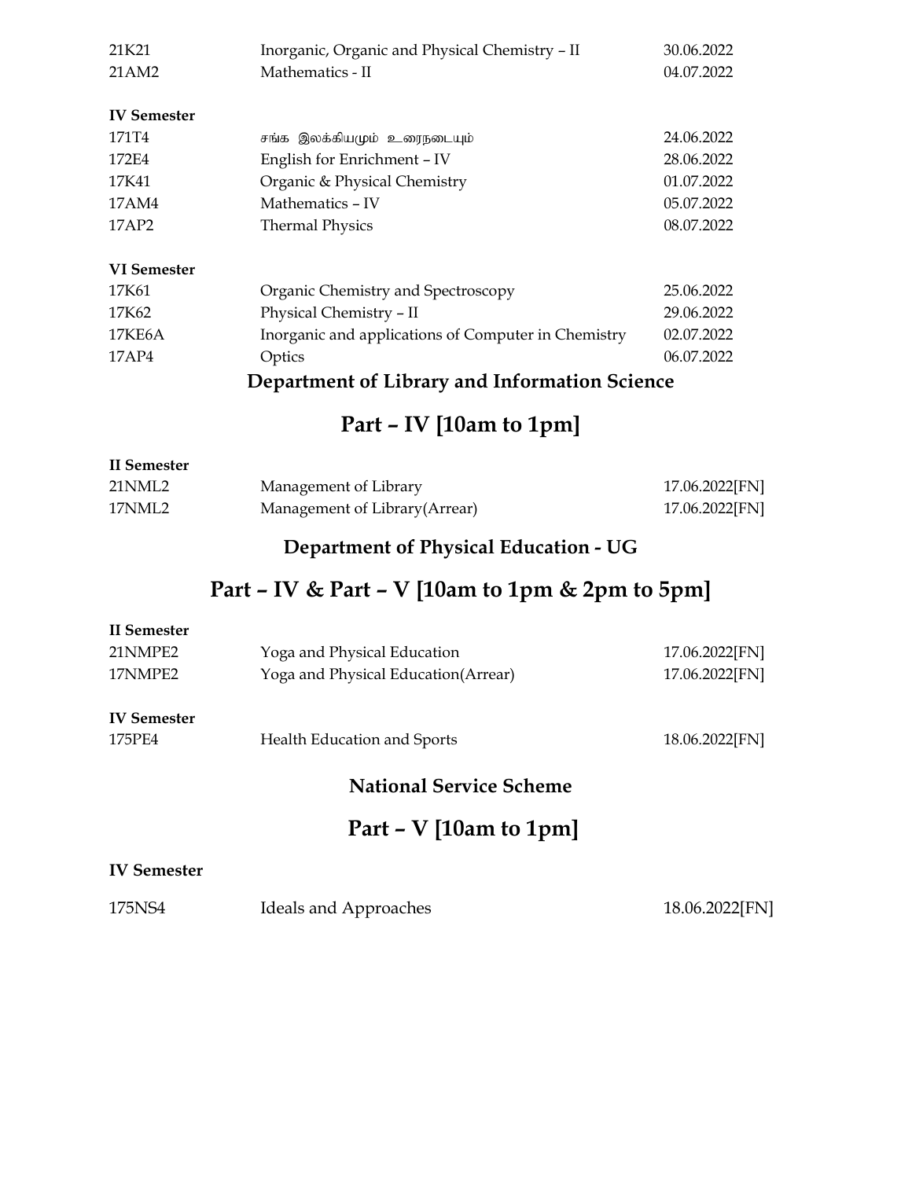| | | |
|---|---|---|
| 21K21 | Inorganic, Organic and Physical Chemistry – II | 30.06.2022 |
| 21AM2 | Mathematics - II | 04.07.2022 |

**IV Semester**

| | | |
|---|---|---|
| 171T4 | சங்க இலக்கியமும் உரைநடையும் | 24.06.2022 |
| 172E4 | English for Enrichment – IV | 28.06.2022 |
| 17K41 | Organic & Physical Chemistry | 01.07.2022 |
| 17AM4 | Mathematics – IV | 05.07.2022 |
| 17AP2 | Thermal Physics | 08.07.2022 |

**VI Semester**

| | | |
|---|---|---|
| 17K61 | Organic Chemistry and Spectroscopy | 25.06.2022 |
| 17K62 | Physical Chemistry – II | 29.06.2022 |
| 17KE6A | Inorganic and applications of Computer in Chemistry | 02.07.2022 |
| 17AP4 | Optics | 06.07.2022 |

## Department of Library and Information Science

## Part – IV [10am to 1pm]

**II Semester**

| | | |
|---|---|---|
| 21NML2 | Management of Library | 17.06.2022[FN] |
| 17NML2 | Management of Library(Arrear) | 17.06.2022[FN] |

## Department of Physical Education - UG

## Part – IV & Part – V [10am to 1pm & 2pm to 5pm]

**II Semester**

| | | |
|---|---|---|
| 21NMPE2 | Yoga and Physical Education | 17.06.2022[FN] |
| 17NMPE2 | Yoga and Physical Education(Arrear) | 17.06.2022[FN] |

**IV Semester**

| | | |
|---|---|---|
| 175PE4 | Health Education and Sports | 18.06.2022[FN] |

## National Service Scheme

## Part – V [10am to 1pm]

**IV Semester**

| | | |
|---|---|---|
| 175NS4 | Ideals and Approaches | 18.06.2022[FN] |